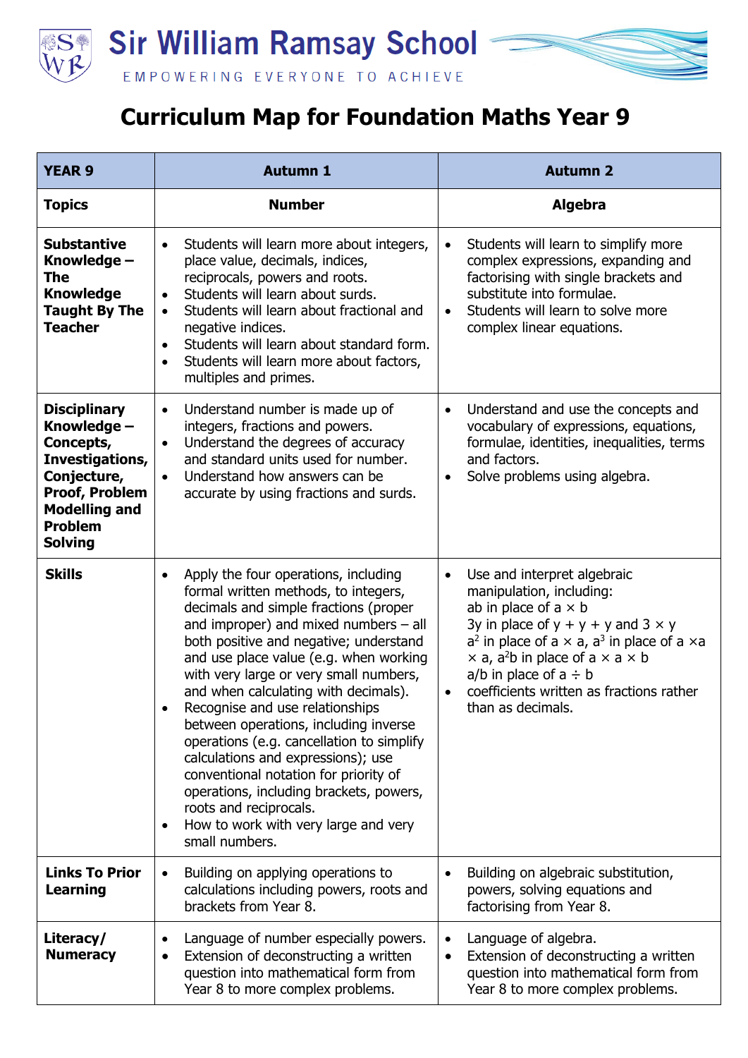# Sir William Ramsay School

EMPOWERING EVERYONE TO ACHIEVE

## Curriculum Map for Foundation Maths Year 9

| YEAR 9 | Autumn 1 | Autumn 2 |
|---|---|---|
| **Topics** | **Number** | **Algebra** |
| **Substantive Knowledge – The Knowledge Taught By The Teacher** | • Students will learn more about integers, place value, decimals, indices, reciprocals, powers and roots.<br>• Students will learn about surds.<br>• Students will learn about fractional and negative indices.<br>• Students will learn about standard form.<br>• Students will learn more about factors, multiples and primes. | • Students will learn to simplify more complex expressions, expanding and factorising with single brackets and substitute into formulae.<br>• Students will learn to solve more complex linear equations. |
| **Disciplinary Knowledge – Concepts, Investigations, Conjecture, Proof, Problem Modelling and Problem Solving** | • Understand number is made up of integers, fractions and powers.<br>• Understand the degrees of accuracy and standard units used for number.<br>• Understand how answers can be accurate by using fractions and surds. | • Understand and use the concepts and vocabulary of expressions, equations, formulae, identities, inequalities, terms and factors.<br>• Solve problems using algebra. |
| **Skills** | • Apply the four operations, including formal written methods, to integers, decimals and simple fractions (proper and improper) and mixed numbers – all both positive and negative; understand and use place value (e.g. when working with very large or very small numbers, and when calculating with decimals).<br>• Recognise and use relationships between operations, including inverse operations (e.g. cancellation to simplify calculations and expressions); use conventional notation for priority of operations, including brackets, powers, roots and reciprocals.<br>• How to work with very large and very small numbers. | • Use and interpret algebraic manipulation, including:<br>$ab$ in place of $a \times b$<br>$3y$ in place of $y + y + y$ and $3 \times y$<br>$a^2$ in place of $a \times a$, $a^3$ in place of $a \times a \times a$, $a^2b$ in place of $a \times a \times b$<br>$a/b$ in place of $a \div b$<br>• coefficients written as fractions rather than as decimals. |
| **Links To Prior Learning** | • Building on applying operations to calculations including powers, roots and brackets from Year 8. | • Building on algebraic substitution, powers, solving equations and factorising from Year 8. |
| **Literacy/ Numeracy** | • Language of number especially powers.<br>• Extension of deconstructing a written question into mathematical form from Year 8 to more complex problems. | • Language of algebra.<br>• Extension of deconstructing a written question into mathematical form from Year 8 to more complex problems. |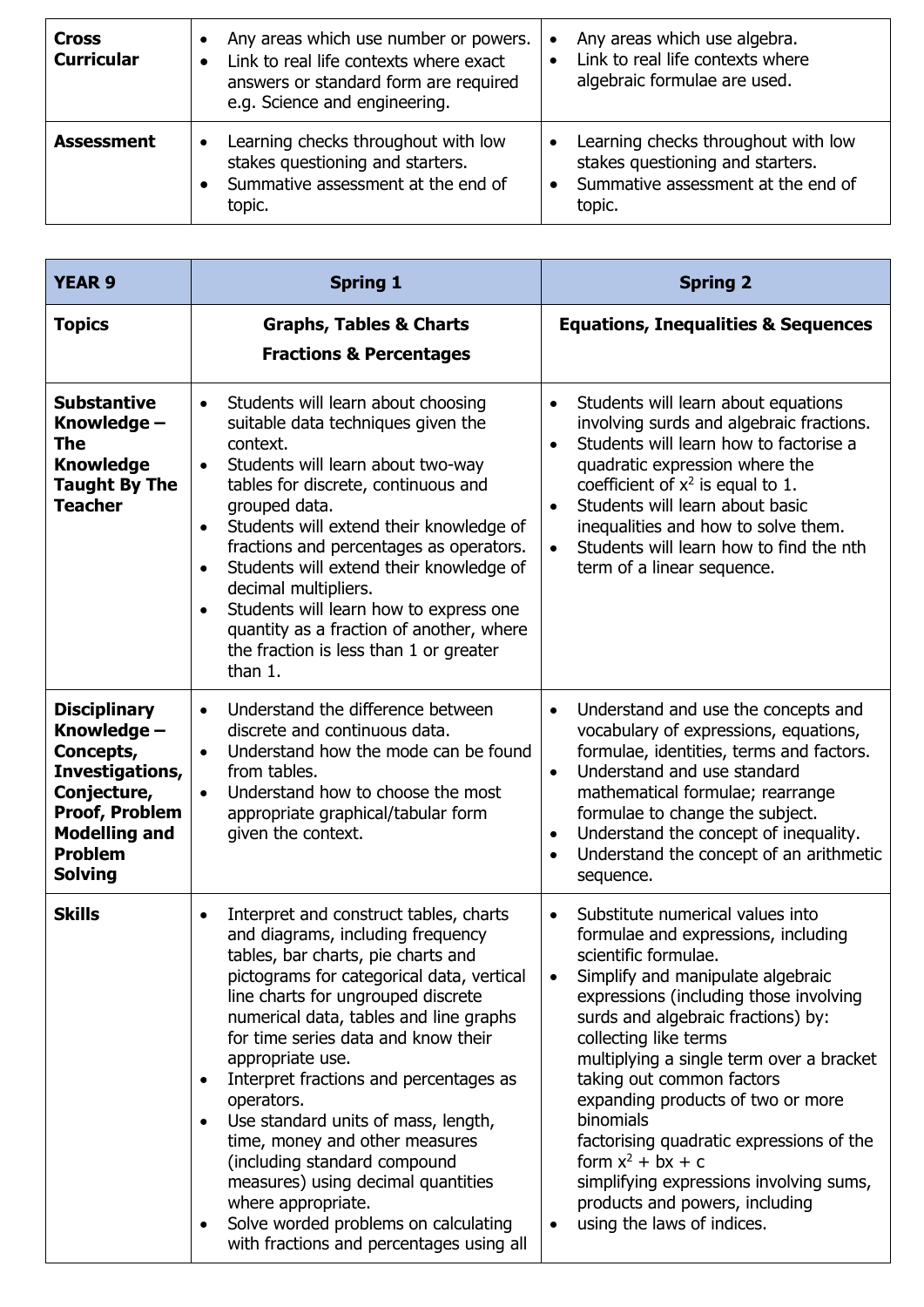| Cross Curricular | • Any areas which use number or powers.<br>• Link to real life contexts where exact answers or standard form are required e.g. Science and engineering. | • Any areas which use algebra.<br>• Link to real life contexts where algebraic formulae are used. |
|---|---|---|
| **Assessment** | • Learning checks throughout with low stakes questioning and starters.<br>• Summative assessment at the end of topic. | • Learning checks throughout with low stakes questioning and starters.<br>• Summative assessment at the end of topic. |

| YEAR 9 | Spring 1 | Spring 2 |
|---|---|---|
| **Topics** | **Graphs, Tables & Charts**<br>**Fractions & Percentages** | **Equations, Inequalities & Sequences** |
| **Substantive Knowledge – The Knowledge Taught By The Teacher** | • Students will learn about choosing suitable data techniques given the context.<br>• Students will learn about two-way tables for discrete, continuous and grouped data.<br>• Students will extend their knowledge of fractions and percentages as operators.<br>• Students will extend their knowledge of decimal multipliers.<br>• Students will learn how to express one quantity as a fraction of another, where the fraction is less than 1 or greater than 1. | • Students will learn about equations involving surds and algebraic fractions.<br>• Students will learn how to factorise a quadratic expression where the coefficient of $x^2$ is equal to 1.<br>• Students will learn about basic inequalities and how to solve them.<br>• Students will learn how to find the nth term of a linear sequence. |
| **Disciplinary Knowledge – Concepts, Investigations, Conjecture, Proof, Problem Modelling and Problem Solving** | • Understand the difference between discrete and continuous data.<br>• Understand how the mode can be found from tables.<br>• Understand how to choose the most appropriate graphical/tabular form given the context. | • Understand and use the concepts and vocabulary of expressions, equations, formulae, identities, terms and factors.<br>• Understand and use standard mathematical formulae; rearrange formulae to change the subject.<br>• Understand the concept of inequality.<br>• Understand the concept of an arithmetic sequence. |
| **Skills** | • Interpret and construct tables, charts and diagrams, including frequency tables, bar charts, pie charts and pictograms for categorical data, vertical line charts for ungrouped discrete numerical data, tables and line graphs for time series data and know their appropriate use.<br>• Interpret fractions and percentages as operators.<br>• Use standard units of mass, length, time, money and other measures (including standard compound measures) using decimal quantities where appropriate.<br>• Solve worded problems on calculating with fractions and percentages using all | • Substitute numerical values into formulae and expressions, including scientific formulae.<br>• Simplify and manipulate algebraic expressions (including those involving surds and algebraic fractions) by: collecting like terms multiplying a single term over a bracket taking out common factors expanding products of two or more binomials factorising quadratic expressions of the form $x^2 + bx + c$ simplifying expressions involving sums, products and powers, including<br>• using the laws of indices. |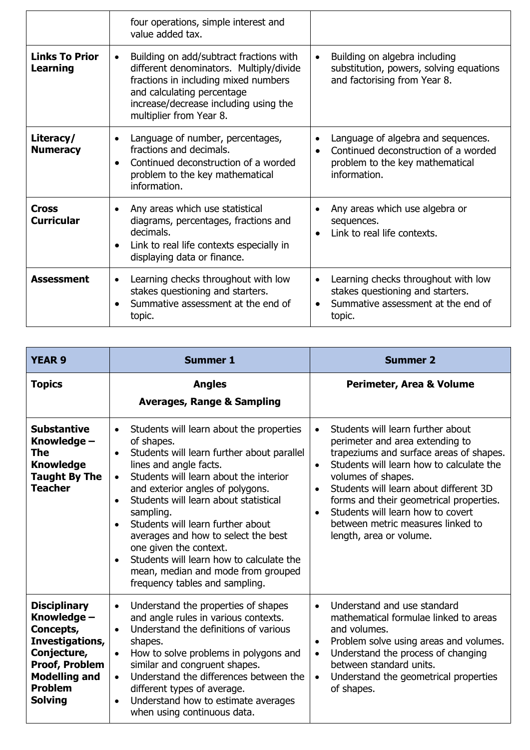|  |  |  |
|---|---|---|
|  | four operations, simple interest and value added tax. |  |
| **Links To Prior Learning** | • Building on add/subtract fractions with different denominators. Multiply/divide fractions in including mixed numbers and calculating percentage increase/decrease including using the multiplier from Year 8. | • Building on algebra including substitution, powers, solving equations and factorising from Year 8. |
| **Literacy/ Numeracy** | • Language of number, percentages, fractions and decimals.<br>• Continued deconstruction of a worded problem to the key mathematical information. | • Language of algebra and sequences.<br>• Continued deconstruction of a worded problem to the key mathematical information. |
| **Cross Curricular** | • Any areas which use statistical diagrams, percentages, fractions and decimals.<br>• Link to real life contexts especially in displaying data or finance. | • Any areas which use algebra or sequences.<br>• Link to real life contexts. |
| **Assessment** | • Learning checks throughout with low stakes questioning and starters.<br>• Summative assessment at the end of topic. | • Learning checks throughout with low stakes questioning and starters.<br>• Summative assessment at the end of topic. |

| **YEAR 9** | **Summer 1** | **Summer 2** |
|---|---|---|
| **Topics** | **Angles**<br>**Averages, Range & Sampling** | **Perimeter, Area & Volume** |
| **Substantive Knowledge – The Knowledge Taught By The Teacher** | • Students will learn about the properties of shapes.<br>• Students will learn further about parallel lines and angle facts.<br>• Students will learn about the interior and exterior angles of polygons.<br>• Students will learn about statistical sampling.<br>• Students will learn further about averages and how to select the best one given the context.<br>• Students will learn how to calculate the mean, median and mode from grouped frequency tables and sampling. | • Students will learn further about perimeter and area extending to trapeziums and surface areas of shapes.<br>• Students will learn how to calculate the volumes of shapes.<br>• Students will learn about different 3D forms and their geometrical properties.<br>• Students will learn how to covert between metric measures linked to length, area or volume. |
| **Disciplinary Knowledge – Concepts, Investigations, Conjecture, Proof, Problem Modelling and Problem Solving** | • Understand the properties of shapes and angle rules in various contexts.<br>• Understand the definitions of various shapes.<br>• How to solve problems in polygons and similar and congruent shapes.<br>• Understand the differences between the different types of average.<br>• Understand how to estimate averages when using continuous data. | • Understand and use standard mathematical formulae linked to areas and volumes.<br>• Problem solve using areas and volumes.<br>• Understand the process of changing between standard units.<br>• Understand the geometrical properties of shapes. |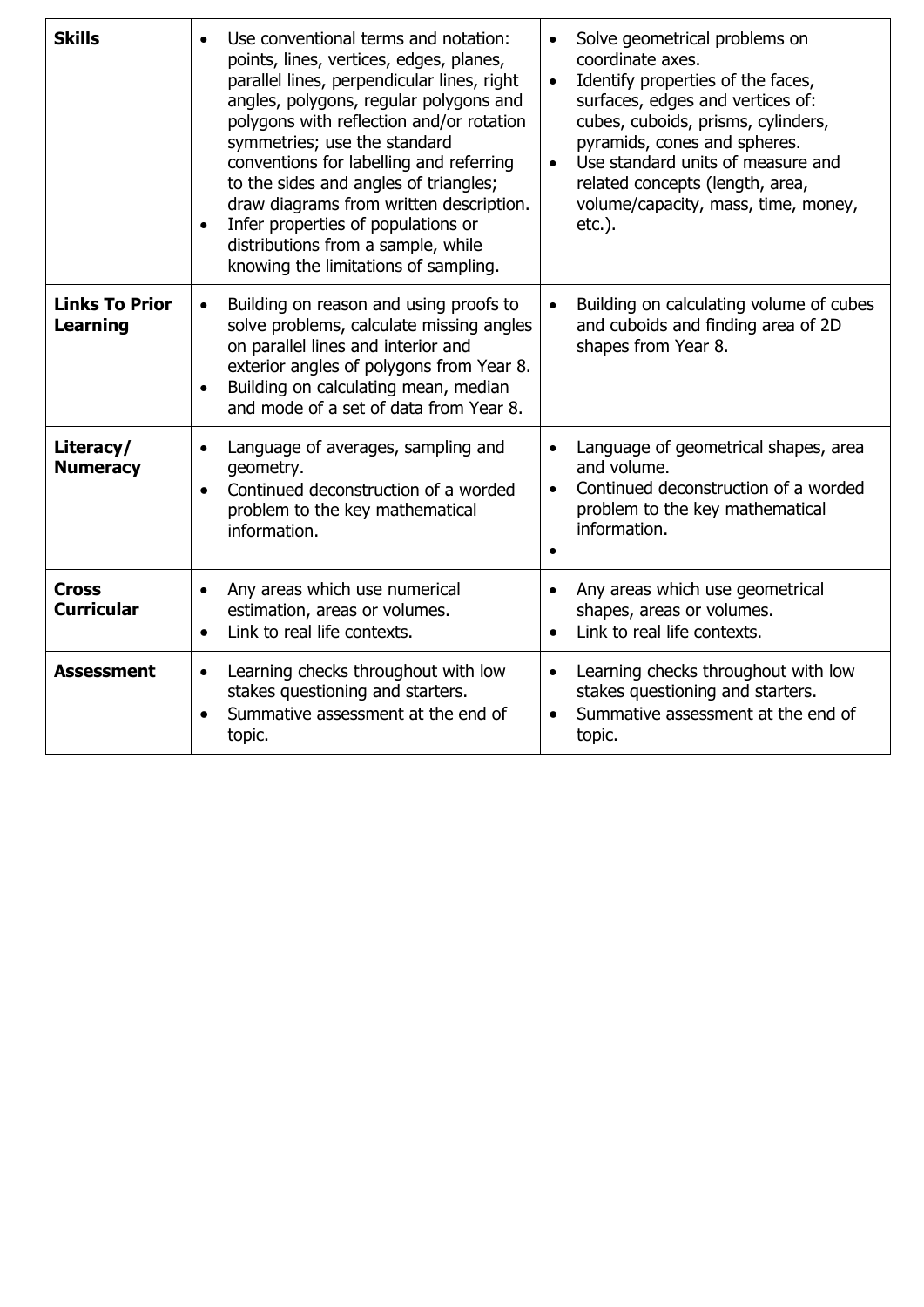| | | |
|---|---|---|
| **Skills** | • Use conventional terms and notation: points, lines, vertices, edges, planes, parallel lines, perpendicular lines, right angles, polygons, regular polygons and polygons with reflection and/or rotation symmetries; use the standard conventions for labelling and referring to the sides and angles of triangles; draw diagrams from written description.<br>• Infer properties of populations or distributions from a sample, while knowing the limitations of sampling. | • Solve geometrical problems on coordinate axes.<br>• Identify properties of the faces, surfaces, edges and vertices of: cubes, cuboids, prisms, cylinders, pyramids, cones and spheres.<br>• Use standard units of measure and related concepts (length, area, volume/capacity, mass, time, money, etc.). |
| **Links To Prior Learning** | • Building on reason and using proofs to solve problems, calculate missing angles on parallel lines and interior and exterior angles of polygons from Year 8.<br>• Building on calculating mean, median and mode of a set of data from Year 8. | • Building on calculating volume of cubes and cuboids and finding area of 2D shapes from Year 8. |
| **Literacy/ Numeracy** | • Language of averages, sampling and geometry.<br>• Continued deconstruction of a worded problem to the key mathematical information. | • Language of geometrical shapes, area and volume.<br>• Continued deconstruction of a worded problem to the key mathematical information.<br>• |
| **Cross Curricular** | • Any areas which use numerical estimation, areas or volumes.<br>• Link to real life contexts. | • Any areas which use geometrical shapes, areas or volumes.<br>• Link to real life contexts. |
| **Assessment** | • Learning checks throughout with low stakes questioning and starters.<br>• Summative assessment at the end of topic. | • Learning checks throughout with low stakes questioning and starters.<br>• Summative assessment at the end of topic. |